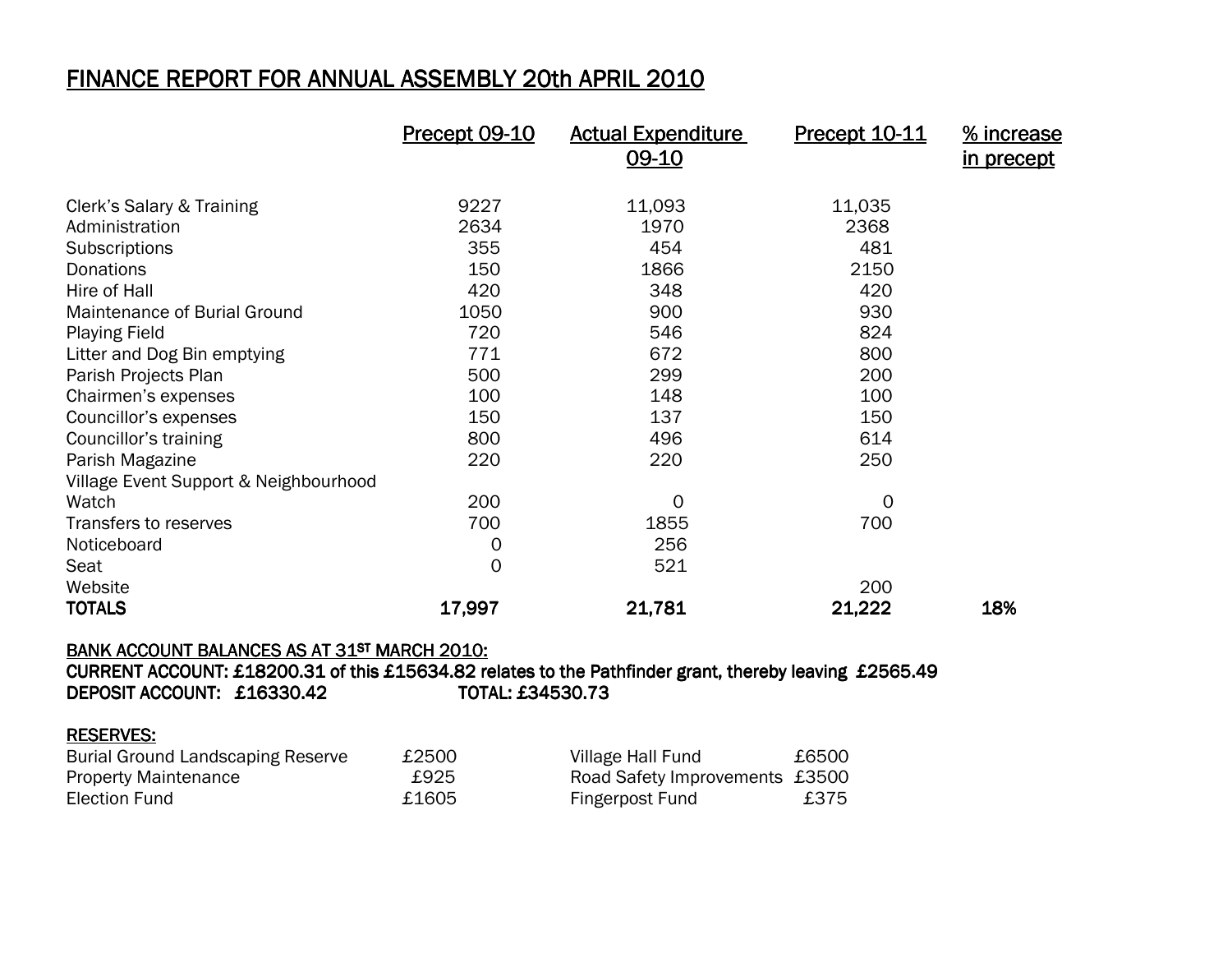# FINANCE REPORT FOR ANNUAL ASSEMBLY 20th APRIL 2010

| | Precept 09-10 | Actual Expenditure 09-10 | Precept 10-11 | % increase in precept |
|---|---|---|---|---|
| Clerk's Salary & Training | 9227 | 11,093 | 11,035 | |
| Administration | 2634 | 1970 | 2368 | |
| Subscriptions | 355 | 454 | 481 | |
| Donations | 150 | 1866 | 2150 | |
| Hire of Hall | 420 | 348 | 420 | |
| Maintenance of Burial Ground | 1050 | 900 | 930 | |
| Playing Field | 720 | 546 | 824 | |
| Litter and Dog Bin emptying | 771 | 672 | 800 | |
| Parish Projects Plan | 500 | 299 | 200 | |
| Chairmen's expenses | 100 | 148 | 100 | |
| Councillor's expenses | 150 | 137 | 150 | |
| Councillor's training | 800 | 496 | 614 | |
| Parish Magazine | 220 | 220 | 250 | |
| Village Event Support & Neighbourhood Watch | 200 | 0 | 0 | |
| Transfers to reserves | 700 | 1855 | 700 | |
| Noticeboard | 0 | 256 | | |
| Seat | 0 | 521 | | |
| Website | | | 200 | |
| **TOTALS** | **17,997** | **21,781** | **21,222** | **18%** |

**BANK ACCOUNT BALANCES AS AT 31ST MARCH 2010:**
**CURRENT ACCOUNT: £18200.31 of this £15634.82 relates to the Pathfinder grant, thereby leaving £2565.49**
**DEPOSIT ACCOUNT: £16330.42 TOTAL: £34530.73**

**RESERVES:**

| | | | |
|---|---|---|---|
| Burial Ground Landscaping Reserve | £2500 | Village Hall Fund | £6500 |
| Property Maintenance | £925 | Road Safety Improvements | £3500 |
| Election Fund | £1605 | Fingerpost Fund | £375 |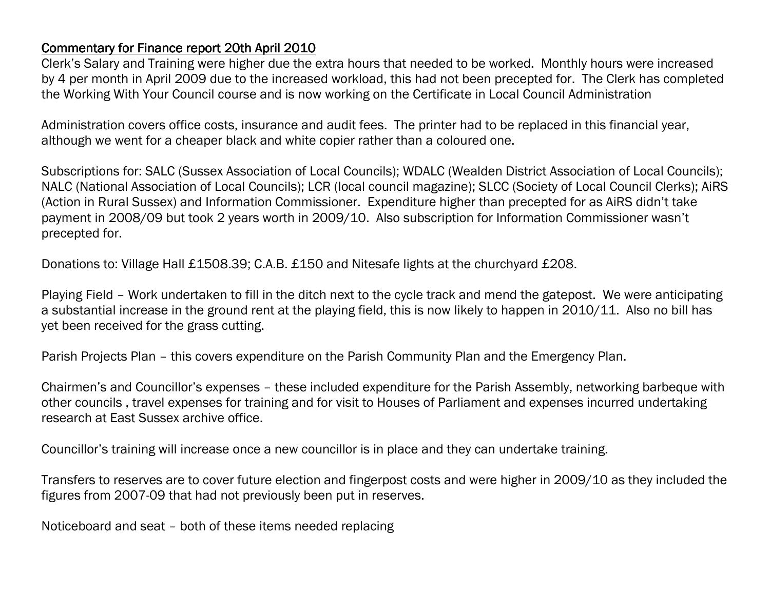## Commentary for Finance report 20th April 2010

Clerk's Salary and Training were higher due the extra hours that needed to be worked. Monthly hours were increased by 4 per month in April 2009 due to the increased workload, this had not been precepted for. The Clerk has completed the Working With Your Council course and is now working on the Certificate in Local Council Administration

Administration covers office costs, insurance and audit fees. The printer had to be replaced in this financial year, although we went for a cheaper black and white copier rather than a coloured one.

Subscriptions for: SALC (Sussex Association of Local Councils); WDALC (Wealden District Association of Local Councils); NALC (National Association of Local Councils); LCR (local council magazine); SLCC (Society of Local Council Clerks); AiRS (Action in Rural Sussex) and Information Commissioner. Expenditure higher than precepted for as AiRS didn't take payment in 2008/09 but took 2 years worth in 2009/10. Also subscription for Information Commissioner wasn't precepted for.

Donations to: Village Hall £1508.39; C.A.B. £150 and Nitesafe lights at the churchyard £208.

Playing Field – Work undertaken to fill in the ditch next to the cycle track and mend the gatepost. We were anticipating a substantial increase in the ground rent at the playing field, this is now likely to happen in 2010/11. Also no bill has yet been received for the grass cutting.

Parish Projects Plan – this covers expenditure on the Parish Community Plan and the Emergency Plan.

Chairmen's and Councillor's expenses – these included expenditure for the Parish Assembly, networking barbeque with other councils , travel expenses for training and for visit to Houses of Parliament and expenses incurred undertaking research at East Sussex archive office.

Councillor's training will increase once a new councillor is in place and they can undertake training.

Transfers to reserves are to cover future election and fingerpost costs and were higher in 2009/10 as they included the figures from 2007-09 that had not previously been put in reserves.

Noticeboard and seat – both of these items needed replacing